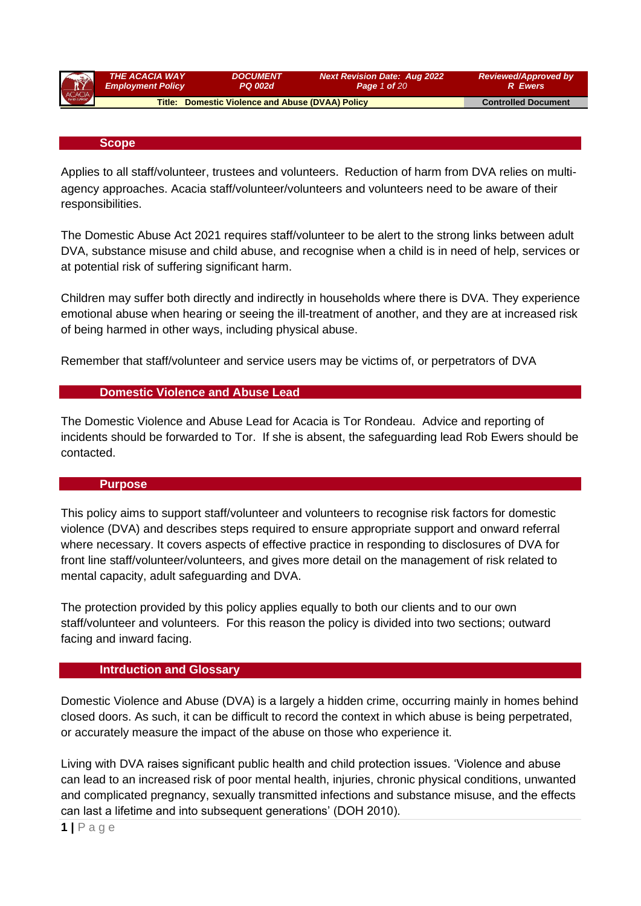## Scope

Applies to all staff/volunteer, trustees and volunteers. Reduction of harm from DVA relies on multi-agency approaches. Acacia staff/volunteer/volunteers and volunteers need to be aware of their responsibilities.

The Domestic Abuse Act 2021 requires staff/volunteer to be alert to the strong links between adult DVA, substance misuse and child abuse, and recognise when a child is in need of help, services or at potential risk of suffering significant harm.

Children may suffer both directly and indirectly in households where there is DVA. They experience emotional abuse when hearing or seeing the ill-treatment of another, and they are at increased risk of being harmed in other ways, including physical abuse.

Remember that staff/volunteer and service users may be victims of, or perpetrators of DVA

## Domestic Violence and Abuse Lead

The Domestic Violence and Abuse Lead for Acacia is Tor Rondeau. Advice and reporting of incidents should be forwarded to Tor. If she is absent, the safeguarding lead Rob Ewers should be contacted.

## Purpose

This policy aims to support staff/volunteer and volunteers to recognise risk factors for domestic violence (DVA) and describes steps required to ensure appropriate support and onward referral where necessary. It covers aspects of effective practice in responding to disclosures of DVA for front line staff/volunteer/volunteers, and gives more detail on the management of risk related to mental capacity, adult safeguarding and DVA.

The protection provided by this policy applies equally to both our clients and to our own staff/volunteer and volunteers. For this reason the policy is divided into two sections; outward facing and inward facing.

## Intrduction and Glossary

Domestic Violence and Abuse (DVA) is a largely a hidden crime, occurring mainly in homes behind closed doors. As such, it can be difficult to record the context in which abuse is being perpetrated, or accurately measure the impact of the abuse on those who experience it.

Living with DVA raises significant public health and child protection issues. 'Violence and abuse can lead to an increased risk of poor mental health, injuries, chronic physical conditions, unwanted and complicated pregnancy, sexually transmitted infections and substance misuse, and the effects can last a lifetime and into subsequent generations' (DOH 2010).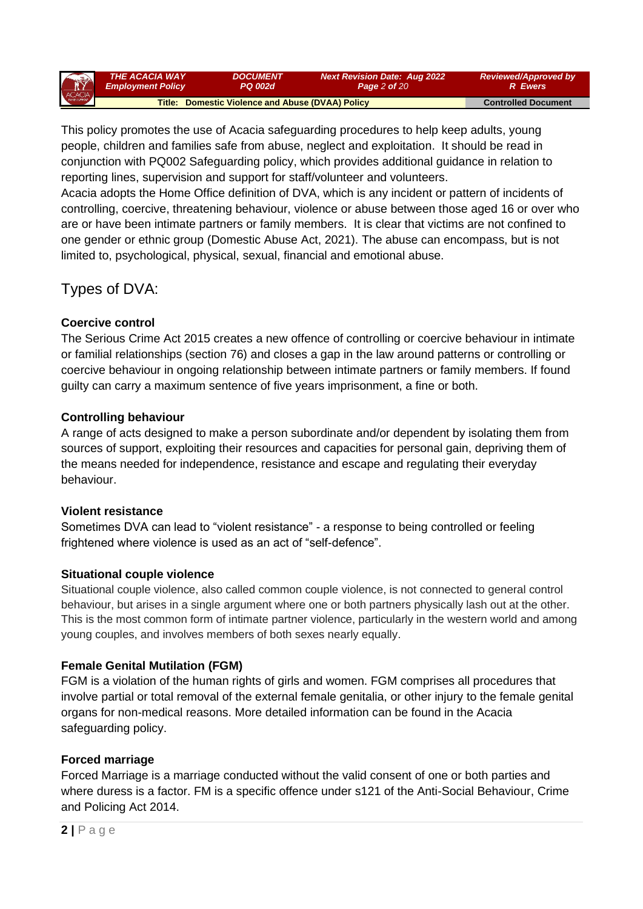This policy promotes the use of Acacia safeguarding procedures to help keep adults, young people, children and families safe from abuse, neglect and exploitation. It should be read in conjunction with PQ002 Safeguarding policy, which provides additional guidance in relation to reporting lines, supervision and support for staff/volunteer and volunteers.
Acacia adopts the Home Office definition of DVA, which is any incident or pattern of incidents of controlling, coercive, threatening behaviour, violence or abuse between those aged 16 or over who are or have been intimate partners or family members. It is clear that victims are not confined to one gender or ethnic group (Domestic Abuse Act, 2021). The abuse can encompass, but is not limited to, psychological, physical, sexual, financial and emotional abuse.

## Types of DVA:

**Coercive control**
The Serious Crime Act 2015 creates a new offence of controlling or coercive behaviour in intimate or familial relationships (section 76) and closes a gap in the law around patterns or controlling or coercive behaviour in ongoing relationship between intimate partners or family members. If found guilty can carry a maximum sentence of five years imprisonment, a fine or both.

**Controlling behaviour**
A range of acts designed to make a person subordinate and/or dependent by isolating them from sources of support, exploiting their resources and capacities for personal gain, depriving them of the means needed for independence, resistance and escape and regulating their everyday behaviour.

**Violent resistance**
Sometimes DVA can lead to "violent resistance" - a response to being controlled or feeling frightened where violence is used as an act of "self-defence".

**Situational couple violence**
Situational couple violence, also called common couple violence, is not connected to general control behaviour, but arises in a single argument where one or both partners physically lash out at the other. This is the most common form of intimate partner violence, particularly in the western world and among young couples, and involves members of both sexes nearly equally.

**Female Genital Mutilation (FGM)**
FGM is a violation of the human rights of girls and women. FGM comprises all procedures that involve partial or total removal of the external female genitalia, or other injury to the female genital organs for non-medical reasons. More detailed information can be found in the Acacia safeguarding policy.

**Forced marriage**
Forced Marriage is a marriage conducted without the valid consent of one or both parties and where duress is a factor. FM is a specific offence under s121 of the Anti-Social Behaviour, Crime and Policing Act 2014.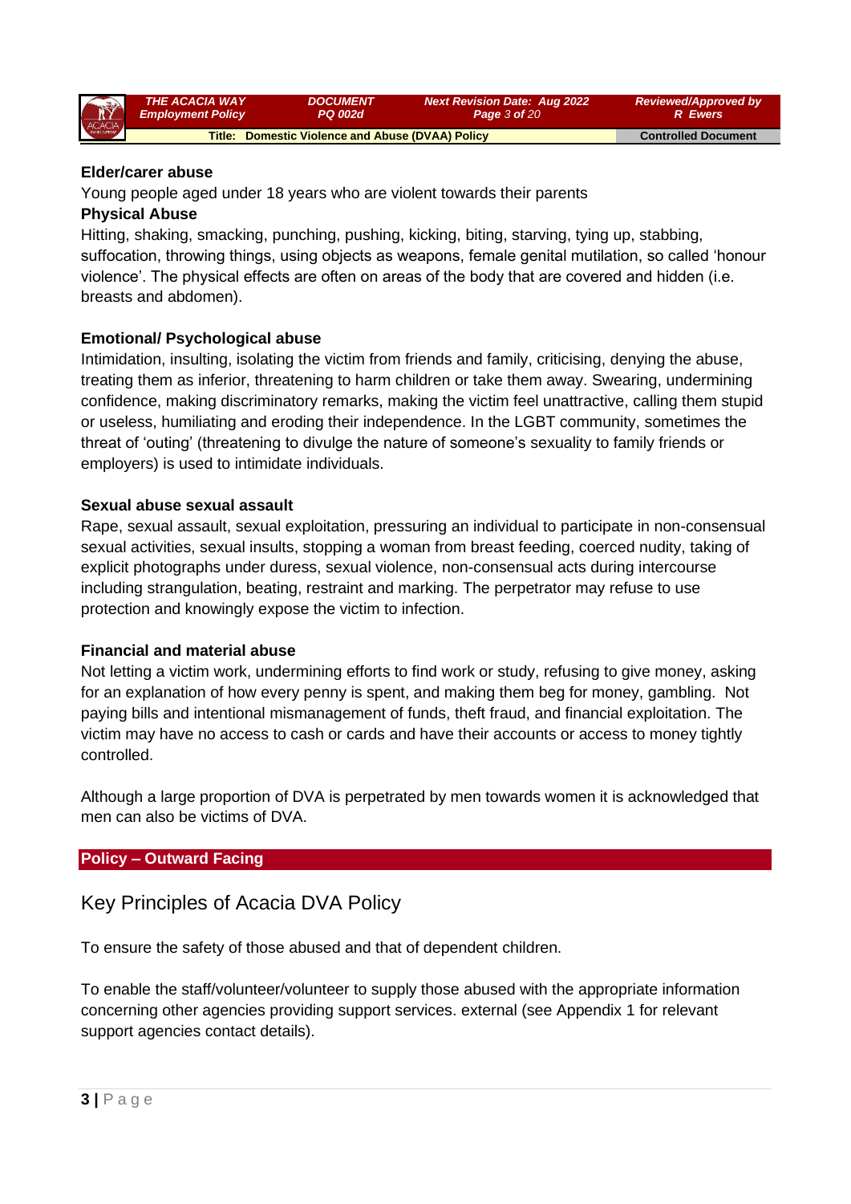**Elder/carer abuse**

Young people aged under 18 years who are violent towards their parents

**Physical Abuse**

Hitting, shaking, smacking, punching, pushing, kicking, biting, starving, tying up, stabbing, suffocation, throwing things, using objects as weapons, female genital mutilation, so called 'honour violence'. The physical effects are often on areas of the body that are covered and hidden (i.e. breasts and abdomen).

**Emotional/ Psychological abuse**

Intimidation, insulting, isolating the victim from friends and family, criticising, denying the abuse, treating them as inferior, threatening to harm children or take them away. Swearing, undermining confidence, making discriminatory remarks, making the victim feel unattractive, calling them stupid or useless, humiliating and eroding their independence. In the LGBT community, sometimes the threat of 'outing' (threatening to divulge the nature of someone's sexuality to family friends or employers) is used to intimidate individuals.

**Sexual abuse sexual assault**

Rape, sexual assault, sexual exploitation, pressuring an individual to participate in non-consensual sexual activities, sexual insults, stopping a woman from breast feeding, coerced nudity, taking of explicit photographs under duress, sexual violence, non-consensual acts during intercourse including strangulation, beating, restraint and marking. The perpetrator may refuse to use protection and knowingly expose the victim to infection.

**Financial and material abuse**

Not letting a victim work, undermining efforts to find work or study, refusing to give money, asking for an explanation of how every penny is spent, and making them beg for money, gambling. Not paying bills and intentional mismanagement of funds, theft fraud, and financial exploitation. The victim may have no access to cash or cards and have their accounts or access to money tightly controlled.

Although a large proportion of DVA is perpetrated by men towards women it is acknowledged that men can also be victims of DVA.

## Policy – Outward Facing

## Key Principles of Acacia DVA Policy

To ensure the safety of those abused and that of dependent children.

To enable the staff/volunteer/volunteer to supply those abused with the appropriate information concerning other agencies providing support services. external (see Appendix 1 for relevant support agencies contact details).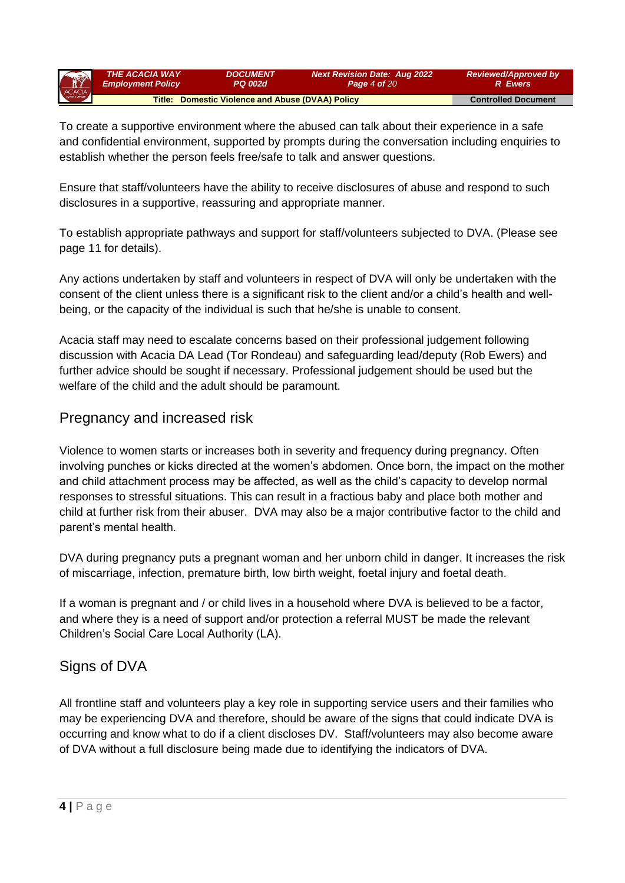To create a supportive environment where the abused can talk about their experience in a safe and confidential environment, supported by prompts during the conversation including enquiries to establish whether the person feels free/safe to talk and answer questions.

Ensure that staff/volunteers have the ability to receive disclosures of abuse and respond to such disclosures in a supportive, reassuring and appropriate manner.

To establish appropriate pathways and support for staff/volunteers subjected to DVA. (Please see page 11 for details).

Any actions undertaken by staff and volunteers in respect of DVA will only be undertaken with the consent of the client unless there is a significant risk to the client and/or a child's health and well-being, or the capacity of the individual is such that he/she is unable to consent.

Acacia staff may need to escalate concerns based on their professional judgement following discussion with Acacia DA Lead (Tor Rondeau) and safeguarding lead/deputy (Rob Ewers) and further advice should be sought if necessary. Professional judgement should be used but the welfare of the child and the adult should be paramount.

## Pregnancy and increased risk

Violence to women starts or increases both in severity and frequency during pregnancy. Often involving punches or kicks directed at the women's abdomen. Once born, the impact on the mother and child attachment process may be affected, as well as the child's capacity to develop normal responses to stressful situations. This can result in a fractious baby and place both mother and child at further risk from their abuser. DVA may also be a major contributive factor to the child and parent's mental health.

DVA during pregnancy puts a pregnant woman and her unborn child in danger. It increases the risk of miscarriage, infection, premature birth, low birth weight, foetal injury and foetal death.

If a woman is pregnant and / or child lives in a household where DVA is believed to be a factor, and where they is a need of support and/or protection a referral MUST be made the relevant Children's Social Care Local Authority (LA).

## Signs of DVA

All frontline staff and volunteers play a key role in supporting service users and their families who may be experiencing DVA and therefore, should be aware of the signs that could indicate DVA is occurring and know what to do if a client discloses DV. Staff/volunteers may also become aware of DVA without a full disclosure being made due to identifying the indicators of DVA.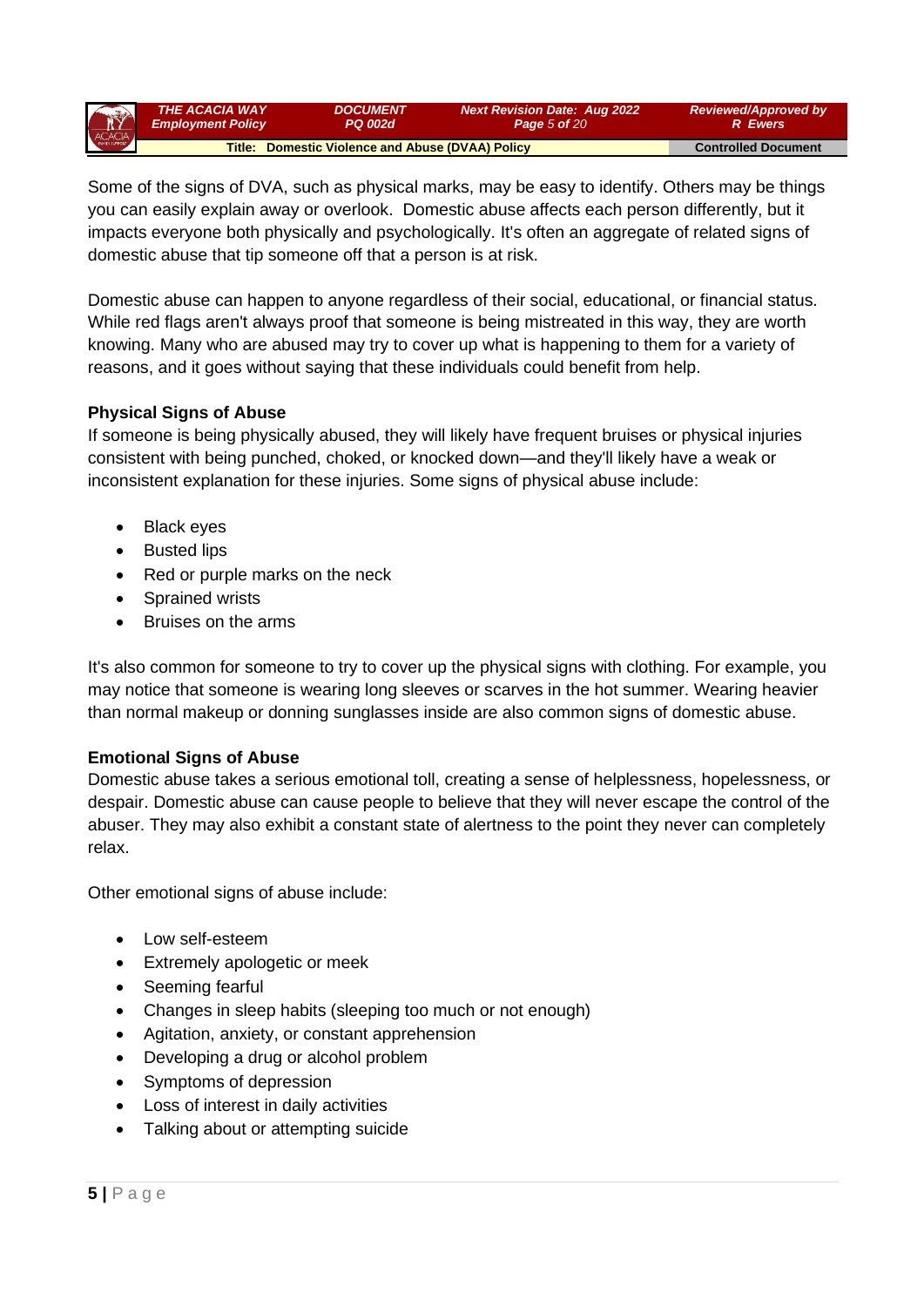Some of the signs of DVA, such as physical marks, may be easy to identify. Others may be things you can easily explain away or overlook. Domestic abuse affects each person differently, but it impacts everyone both physically and psychologically. It's often an aggregate of related signs of domestic abuse that tip someone off that a person is at risk.

Domestic abuse can happen to anyone regardless of their social, educational, or financial status. While red flags aren't always proof that someone is being mistreated in this way, they are worth knowing. Many who are abused may try to cover up what is happening to them for a variety of reasons, and it goes without saying that these individuals could benefit from help.

**Physical Signs of Abuse**

If someone is being physically abused, they will likely have frequent bruises or physical injuries consistent with being punched, choked, or knocked down—and they'll likely have a weak or inconsistent explanation for these injuries. Some signs of physical abuse include:

- Black eyes
- Busted lips
- Red or purple marks on the neck
- Sprained wrists
- Bruises on the arms

It's also common for someone to try to cover up the physical signs with clothing. For example, you may notice that someone is wearing long sleeves or scarves in the hot summer. Wearing heavier than normal makeup or donning sunglasses inside are also common signs of domestic abuse.

**Emotional Signs of Abuse**

Domestic abuse takes a serious emotional toll, creating a sense of helplessness, hopelessness, or despair. Domestic abuse can cause people to believe that they will never escape the control of the abuser. They may also exhibit a constant state of alertness to the point they never can completely relax.

Other emotional signs of abuse include:

- Low self-esteem
- Extremely apologetic or meek
- Seeming fearful
- Changes in sleep habits (sleeping too much or not enough)
- Agitation, anxiety, or constant apprehension
- Developing a drug or alcohol problem
- Symptoms of depression
- Loss of interest in daily activities
- Talking about or attempting suicide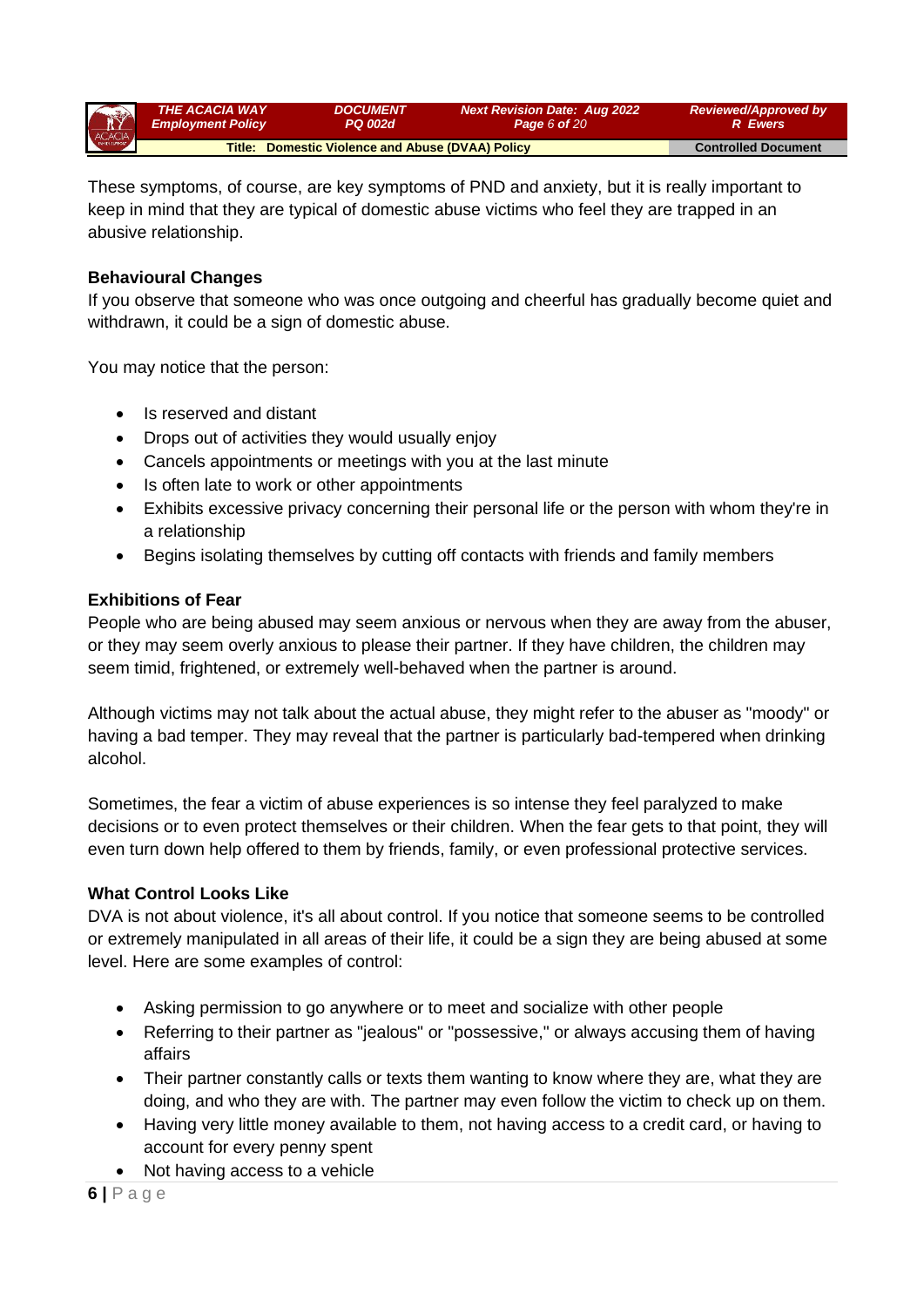These symptoms, of course, are key symptoms of PND and anxiety, but it is really important to keep in mind that they are typical of domestic abuse victims who feel they are trapped in an abusive relationship.

**Behavioural Changes**

If you observe that someone who was once outgoing and cheerful has gradually become quiet and withdrawn, it could be a sign of domestic abuse.

You may notice that the person:

- Is reserved and distant
- Drops out of activities they would usually enjoy
- Cancels appointments or meetings with you at the last minute
- Is often late to work or other appointments
- Exhibits excessive privacy concerning their personal life or the person with whom they're in a relationship
- Begins isolating themselves by cutting off contacts with friends and family members

**Exhibitions of Fear**

People who are being abused may seem anxious or nervous when they are away from the abuser, or they may seem overly anxious to please their partner. If they have children, the children may seem timid, frightened, or extremely well-behaved when the partner is around.

Although victims may not talk about the actual abuse, they might refer to the abuser as "moody" or having a bad temper. They may reveal that the partner is particularly bad-tempered when drinking alcohol.

Sometimes, the fear a victim of abuse experiences is so intense they feel paralyzed to make decisions or to even protect themselves or their children. When the fear gets to that point, they will even turn down help offered to them by friends, family, or even professional protective services.

**What Control Looks Like**

DVA is not about violence, it's all about control. If you notice that someone seems to be controlled or extremely manipulated in all areas of their life, it could be a sign they are being abused at some level. Here are some examples of control:

- Asking permission to go anywhere or to meet and socialize with other people
- Referring to their partner as "jealous" or "possessive," or always accusing them of having affairs
- Their partner constantly calls or texts them wanting to know where they are, what they are doing, and who they are with. The partner may even follow the victim to check up on them.
- Having very little money available to them, not having access to a credit card, or having to account for every penny spent
- Not having access to a vehicle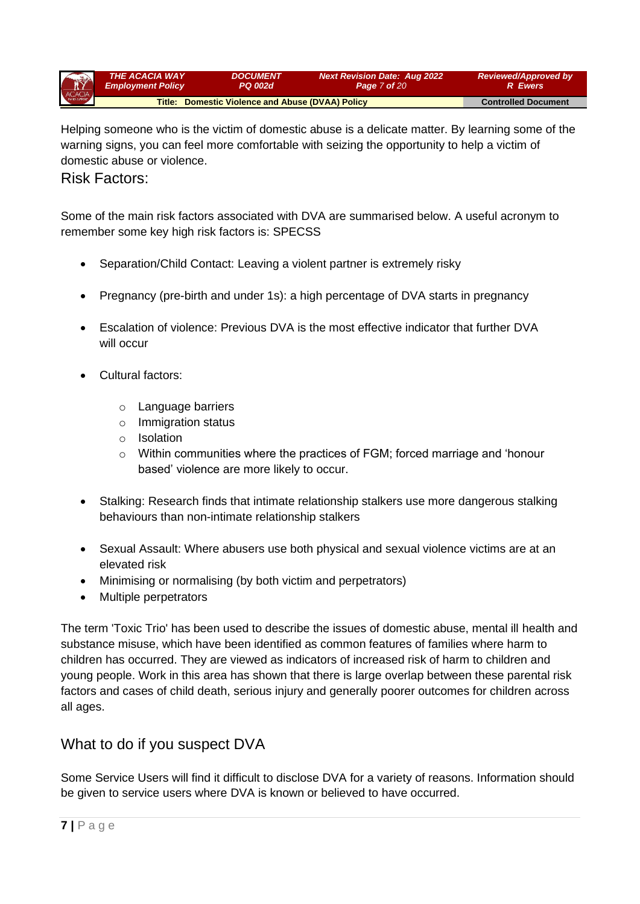Helping someone who is the victim of domestic abuse is a delicate matter. By learning some of the warning signs, you can feel more comfortable with seizing the opportunity to help a victim of domestic abuse or violence.

## Risk Factors:

Some of the main risk factors associated with DVA are summarised below. A useful acronym to remember some key high risk factors is: SPECSS

- Separation/Child Contact: Leaving a violent partner is extremely risky
- Pregnancy (pre-birth and under 1s): a high percentage of DVA starts in pregnancy
- Escalation of violence: Previous DVA is the most effective indicator that further DVA will occur
- Cultural factors:
  - Language barriers
  - Immigration status
  - Isolation
  - Within communities where the practices of FGM; forced marriage and 'honour based' violence are more likely to occur.
- Stalking: Research finds that intimate relationship stalkers use more dangerous stalking behaviours than non-intimate relationship stalkers
- Sexual Assault: Where abusers use both physical and sexual violence victims are at an elevated risk
- Minimising or normalising (by both victim and perpetrators)
- Multiple perpetrators

The term 'Toxic Trio' has been used to describe the issues of domestic abuse, mental ill health and substance misuse, which have been identified as common features of families where harm to children has occurred. They are viewed as indicators of increased risk of harm to children and young people. Work in this area has shown that there is large overlap between these parental risk factors and cases of child death, serious injury and generally poorer outcomes for children across all ages.

## What to do if you suspect DVA

Some Service Users will find it difficult to disclose DVA for a variety of reasons. Information should be given to service users where DVA is known or believed to have occurred.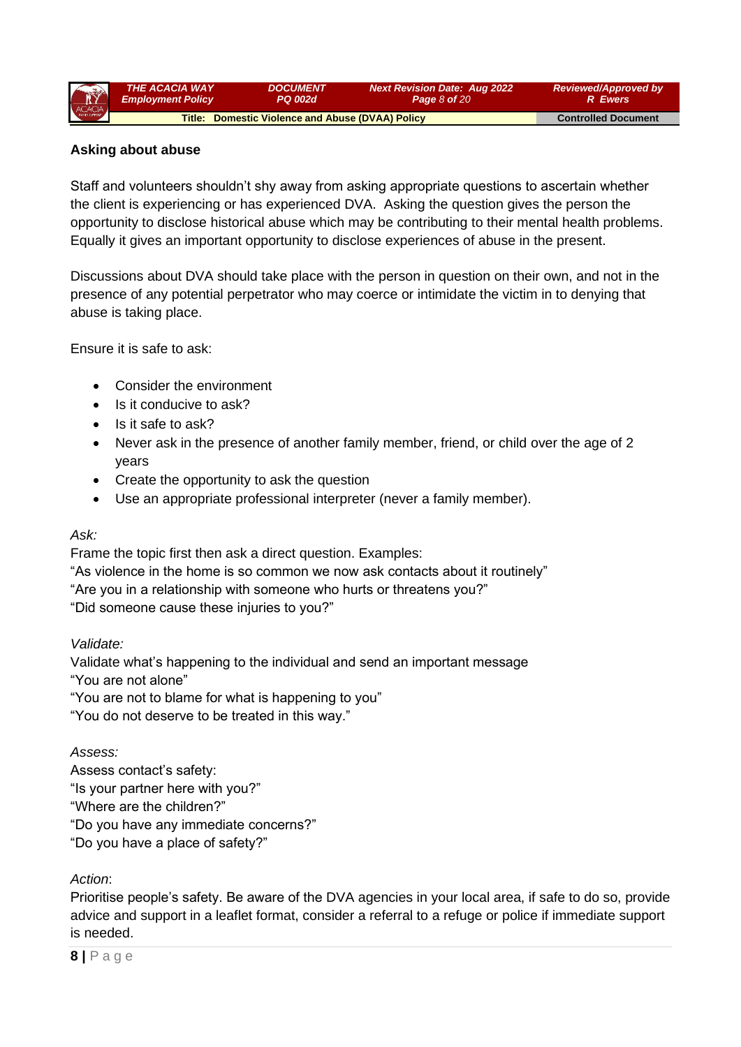## Asking about abuse

Staff and volunteers shouldn't shy away from asking appropriate questions to ascertain whether the client is experiencing or has experienced DVA. Asking the question gives the person the opportunity to disclose historical abuse which may be contributing to their mental health problems. Equally it gives an important opportunity to disclose experiences of abuse in the present.

Discussions about DVA should take place with the person in question on their own, and not in the presence of any potential perpetrator who may coerce or intimidate the victim in to denying that abuse is taking place.

Ensure it is safe to ask:

- Consider the environment
- Is it conducive to ask?
- Is it safe to ask?
- Never ask in the presence of another family member, friend, or child over the age of 2 years
- Create the opportunity to ask the question
- Use an appropriate professional interpreter (never a family member).

*Ask:*
Frame the topic first then ask a direct question. Examples:
"As violence in the home is so common we now ask contacts about it routinely"
"Are you in a relationship with someone who hurts or threatens you?"
"Did someone cause these injuries to you?"

*Validate:*
Validate what's happening to the individual and send an important message
"You are not alone"
"You are not to blame for what is happening to you"
"You do not deserve to be treated in this way."

*Assess:*
Assess contact's safety:
"Is your partner here with you?"
"Where are the children?"
"Do you have any immediate concerns?"
"Do you have a place of safety?"

*Action*:
Prioritise people's safety. Be aware of the DVA agencies in your local area, if safe to do so, provide advice and support in a leaflet format, consider a referral to a refuge or police if immediate support is needed.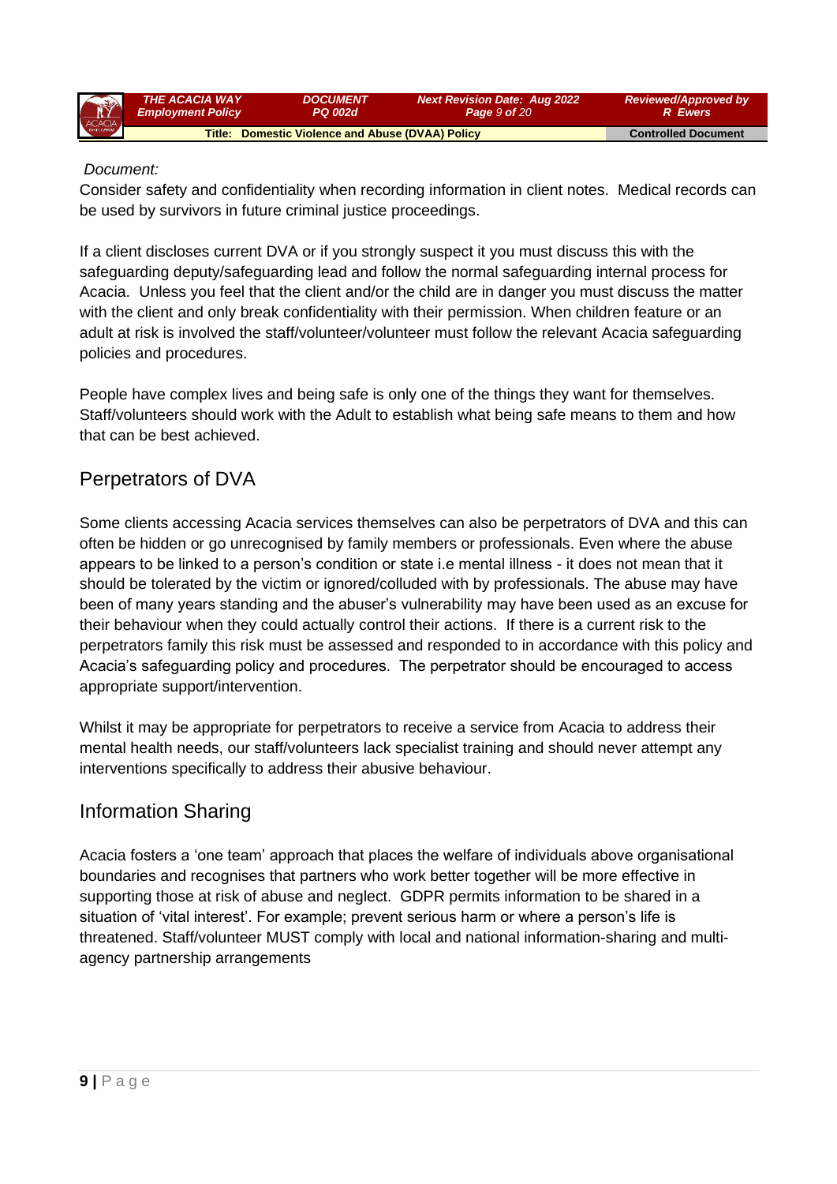Document:

Consider safety and confidentiality when recording information in client notes.  Medical records can be used by survivors in future criminal justice proceedings.

If a client discloses current DVA or if you strongly suspect it you must discuss this with the safeguarding deputy/safeguarding lead and follow the normal safeguarding internal process for Acacia.  Unless you feel that the client and/or the child are in danger you must discuss the matter with the client and only break confidentiality with their permission. When children feature or an adult at risk is involved the staff/volunteer/volunteer must follow the relevant Acacia safeguarding policies and procedures.

People have complex lives and being safe is only one of the things they want for themselves. Staff/volunteers should work with the Adult to establish what being safe means to them and how that can be best achieved.

## Perpetrators of DVA

Some clients accessing Acacia services themselves can also be perpetrators of DVA and this can often be hidden or go unrecognised by family members or professionals. Even where the abuse appears to be linked to a person's condition or state i.e mental illness - it does not mean that it should be tolerated by the victim or ignored/colluded with by professionals. The abuse may have been of many years standing and the abuser's vulnerability may have been used as an excuse for their behaviour when they could actually control their actions.  If there is a current risk to the perpetrators family this risk must be assessed and responded to in accordance with this policy and Acacia's safeguarding policy and procedures.  The perpetrator should be encouraged to access appropriate support/intervention.

Whilst it may be appropriate for perpetrators to receive a service from Acacia to address their mental health needs, our staff/volunteers lack specialist training and should never attempt any interventions specifically to address their abusive behaviour.

## Information Sharing

Acacia fosters a 'one team' approach that places the welfare of individuals above organisational boundaries and recognises that partners who work better together will be more effective in supporting those at risk of abuse and neglect.  GDPR permits information to be shared in a situation of 'vital interest'. For example; prevent serious harm or where a person's life is threatened. Staff/volunteer MUST comply with local and national information-sharing and multi-agency partnership arrangements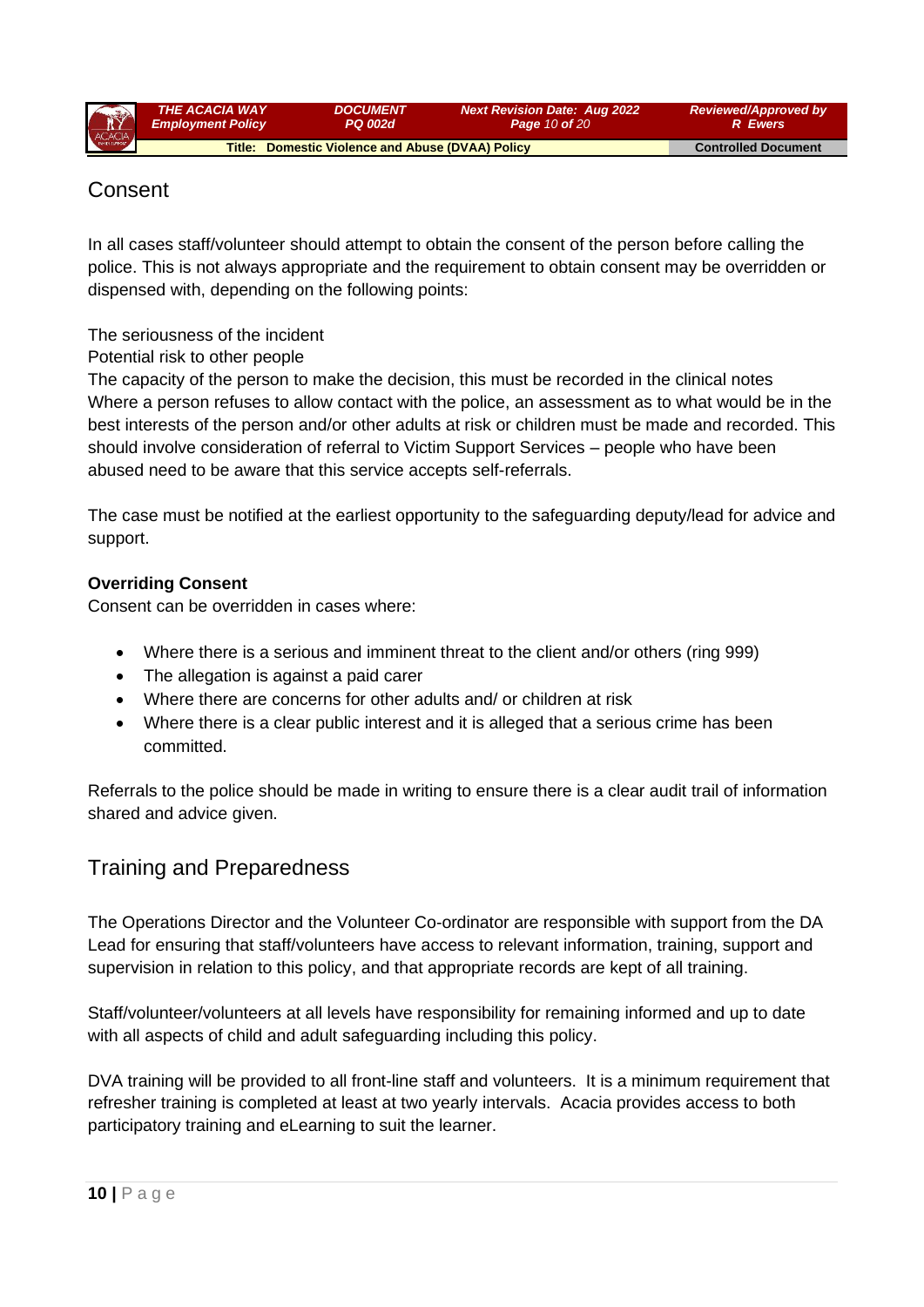## Consent

In all cases staff/volunteer should attempt to obtain the consent of the person before calling the police. This is not always appropriate and the requirement to obtain consent may be overridden or dispensed with, depending on the following points:

The seriousness of the incident
Potential risk to other people
The capacity of the person to make the decision, this must be recorded in the clinical notes
Where a person refuses to allow contact with the police, an assessment as to what would be in the best interests of the person and/or other adults at risk or children must be made and recorded. This should involve consideration of referral to Victim Support Services – people who have been abused need to be aware that this service accepts self-referrals.

The case must be notified at the earliest opportunity to the safeguarding deputy/lead for advice and support.

**Overriding Consent**
Consent can be overridden in cases where:

- Where there is a serious and imminent threat to the client and/or others (ring 999)
- The allegation is against a paid carer
- Where there are concerns for other adults and/ or children at risk
- Where there is a clear public interest and it is alleged that a serious crime has been committed.

Referrals to the police should be made in writing to ensure there is a clear audit trail of information shared and advice given.

## Training and Preparedness

The Operations Director and the Volunteer Co-ordinator are responsible with support from the DA Lead for ensuring that staff/volunteers have access to relevant information, training, support and supervision in relation to this policy, and that appropriate records are kept of all training.

Staff/volunteer/volunteers at all levels have responsibility for remaining informed and up to date with all aspects of child and adult safeguarding including this policy.

DVA training will be provided to all front-line staff and volunteers. It is a minimum requirement that refresher training is completed at least at two yearly intervals. Acacia provides access to both participatory training and eLearning to suit the learner.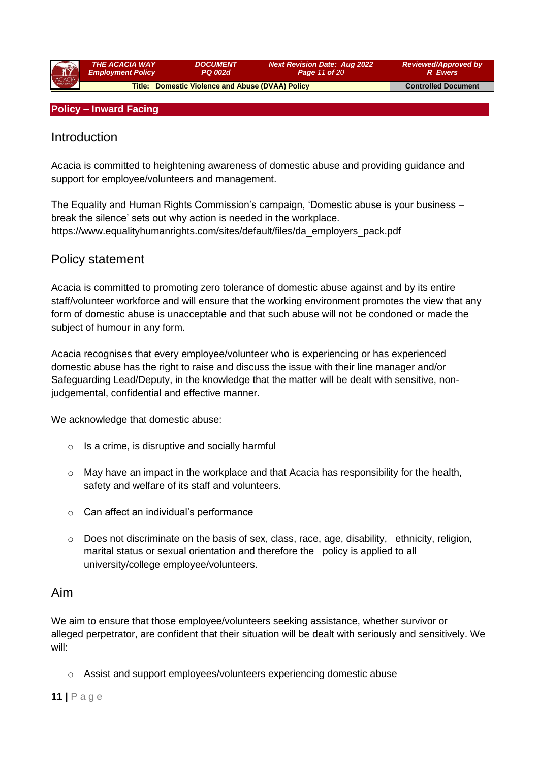## Policy – Inward Facing

### Introduction

Acacia is committed to heightening awareness of domestic abuse and providing guidance and support for employee/volunteers and management.

The Equality and Human Rights Commission's campaign, 'Domestic abuse is your business – break the silence' sets out why action is needed in the workplace. https://www.equalityhumanrights.com/sites/default/files/da_employers_pack.pdf

### Policy statement

Acacia is committed to promoting zero tolerance of domestic abuse against and by its entire staff/volunteer workforce and will ensure that the working environment promotes the view that any form of domestic abuse is unacceptable and that such abuse will not be condoned or made the subject of humour in any form.

Acacia recognises that every employee/volunteer who is experiencing or has experienced domestic abuse has the right to raise and discuss the issue with their line manager and/or Safeguarding Lead/Deputy, in the knowledge that the matter will be dealt with sensitive, non-judgemental, confidential and effective manner.

We acknowledge that domestic abuse:

- Is a crime, is disruptive and socially harmful
- May have an impact in the workplace and that Acacia has responsibility for the health, safety and welfare of its staff and volunteers.
- Can affect an individual's performance
- Does not discriminate on the basis of sex, class, race, age, disability, ethnicity, religion, marital status or sexual orientation and therefore the policy is applied to all university/college employee/volunteers.

### Aim

We aim to ensure that those employee/volunteers seeking assistance, whether survivor or alleged perpetrator, are confident that their situation will be dealt with seriously and sensitively. We will:

- Assist and support employees/volunteers experiencing domestic abuse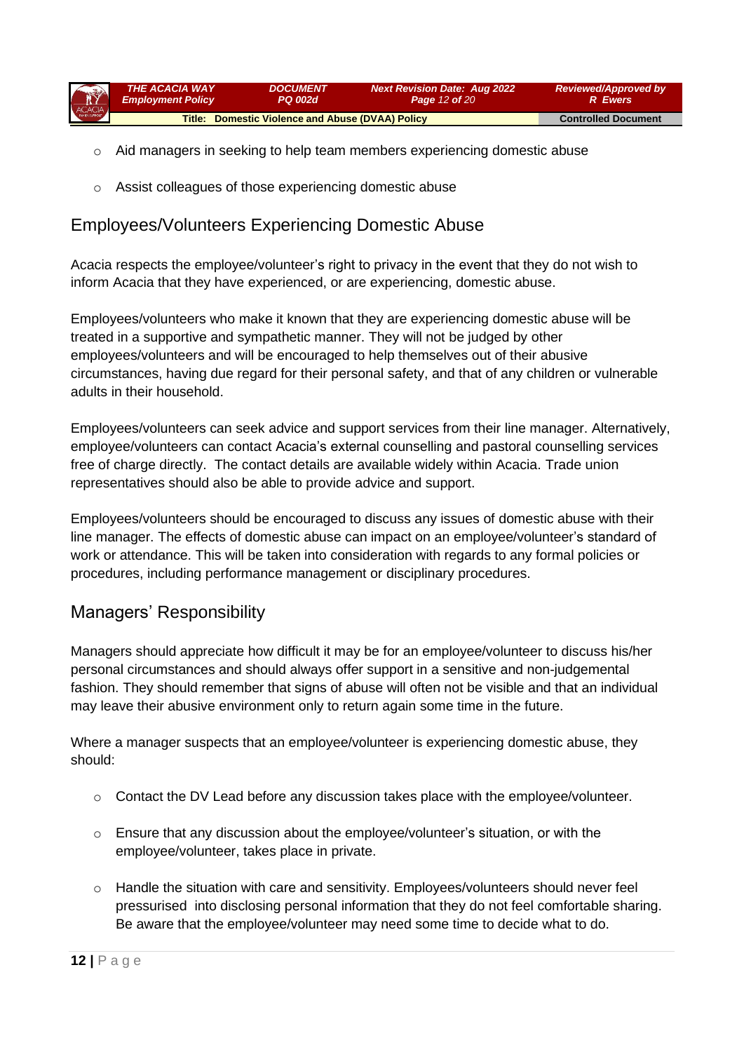- Aid managers in seeking to help team members experiencing domestic abuse
- Assist colleagues of those experiencing domestic abuse

## Employees/Volunteers Experiencing Domestic Abuse

Acacia respects the employee/volunteer's right to privacy in the event that they do not wish to inform Acacia that they have experienced, or are experiencing, domestic abuse.

Employees/volunteers who make it known that they are experiencing domestic abuse will be treated in a supportive and sympathetic manner. They will not be judged by other employees/volunteers and will be encouraged to help themselves out of their abusive circumstances, having due regard for their personal safety, and that of any children or vulnerable adults in their household.

Employees/volunteers can seek advice and support services from their line manager. Alternatively, employee/volunteers can contact Acacia's external counselling and pastoral counselling services free of charge directly. The contact details are available widely within Acacia. Trade union representatives should also be able to provide advice and support.

Employees/volunteers should be encouraged to discuss any issues of domestic abuse with their line manager. The effects of domestic abuse can impact on an employee/volunteer's standard of work or attendance. This will be taken into consideration with regards to any formal policies or procedures, including performance management or disciplinary procedures.

## Managers' Responsibility

Managers should appreciate how difficult it may be for an employee/volunteer to discuss his/her personal circumstances and should always offer support in a sensitive and non-judgemental fashion. They should remember that signs of abuse will often not be visible and that an individual may leave their abusive environment only to return again some time in the future.

Where a manager suspects that an employee/volunteer is experiencing domestic abuse, they should:

- Contact the DV Lead before any discussion takes place with the employee/volunteer.
- Ensure that any discussion about the employee/volunteer's situation, or with the employee/volunteer, takes place in private.
- Handle the situation with care and sensitivity. Employees/volunteers should never feel pressurised into disclosing personal information that they do not feel comfortable sharing. Be aware that the employee/volunteer may need some time to decide what to do.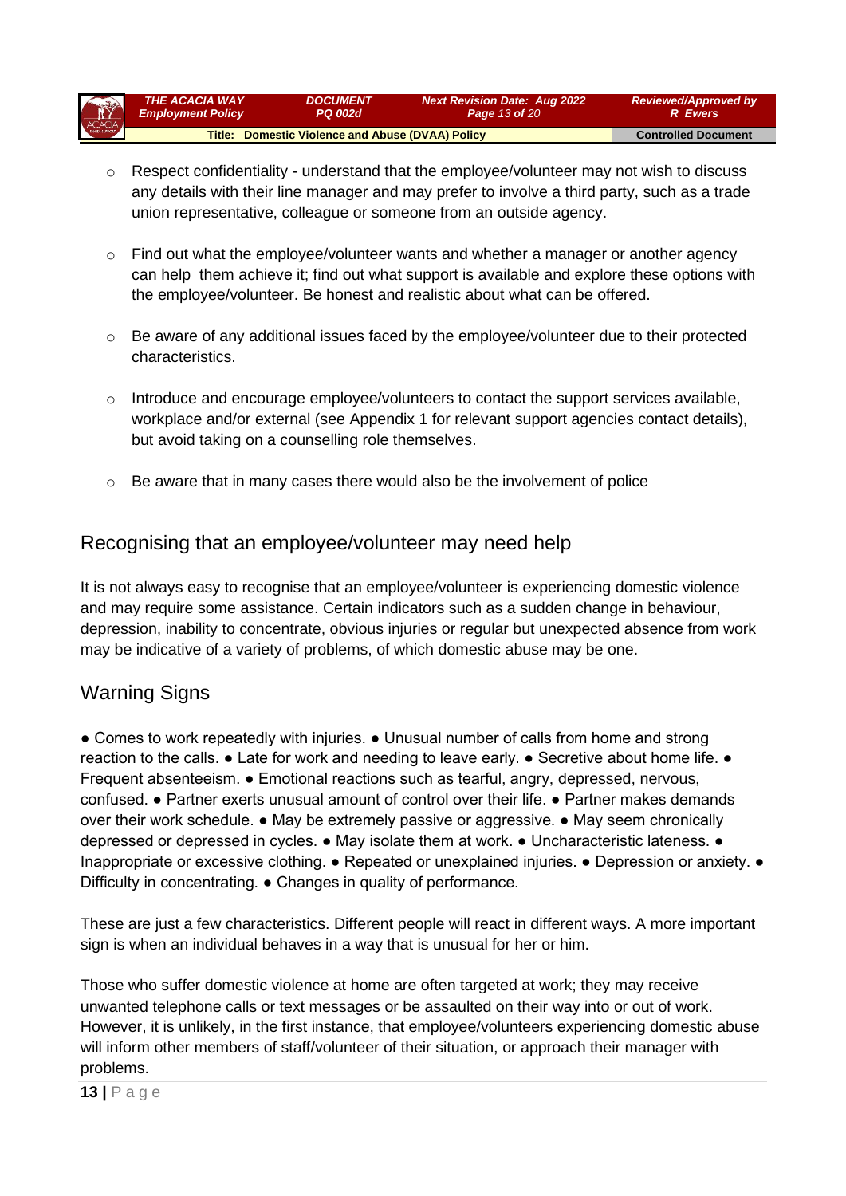- Respect confidentiality - understand that the employee/volunteer may not wish to discuss any details with their line manager and may prefer to involve a third party, such as a trade union representative, colleague or someone from an outside agency.

- Find out what the employee/volunteer wants and whether a manager or another agency can help them achieve it; find out what support is available and explore these options with the employee/volunteer. Be honest and realistic about what can be offered.

- Be aware of any additional issues faced by the employee/volunteer due to their protected characteristics.

- Introduce and encourage employee/volunteers to contact the support services available, workplace and/or external (see Appendix 1 for relevant support agencies contact details), but avoid taking on a counselling role themselves.

- Be aware that in many cases there would also be the involvement of police

## Recognising that an employee/volunteer may need help

It is not always easy to recognise that an employee/volunteer is experiencing domestic violence and may require some assistance. Certain indicators such as a sudden change in behaviour, depression, inability to concentrate, obvious injuries or regular but unexpected absence from work may be indicative of a variety of problems, of which domestic abuse may be one.

## Warning Signs

● Comes to work repeatedly with injuries. ● Unusual number of calls from home and strong reaction to the calls. ● Late for work and needing to leave early. ● Secretive about home life. ● Frequent absenteeism. ● Emotional reactions such as tearful, angry, depressed, nervous, confused. ● Partner exerts unusual amount of control over their life. ● Partner makes demands over their work schedule. ● May be extremely passive or aggressive. ● May seem chronically depressed or depressed in cycles. ● May isolate them at work. ● Uncharacteristic lateness. ● Inappropriate or excessive clothing. ● Repeated or unexplained injuries. ● Depression or anxiety. ● Difficulty in concentrating. ● Changes in quality of performance.

These are just a few characteristics. Different people will react in different ways. A more important sign is when an individual behaves in a way that is unusual for her or him.

Those who suffer domestic violence at home are often targeted at work; they may receive unwanted telephone calls or text messages or be assaulted on their way into or out of work. However, it is unlikely, in the first instance, that employee/volunteers experiencing domestic abuse will inform other members of staff/volunteer of their situation, or approach their manager with problems.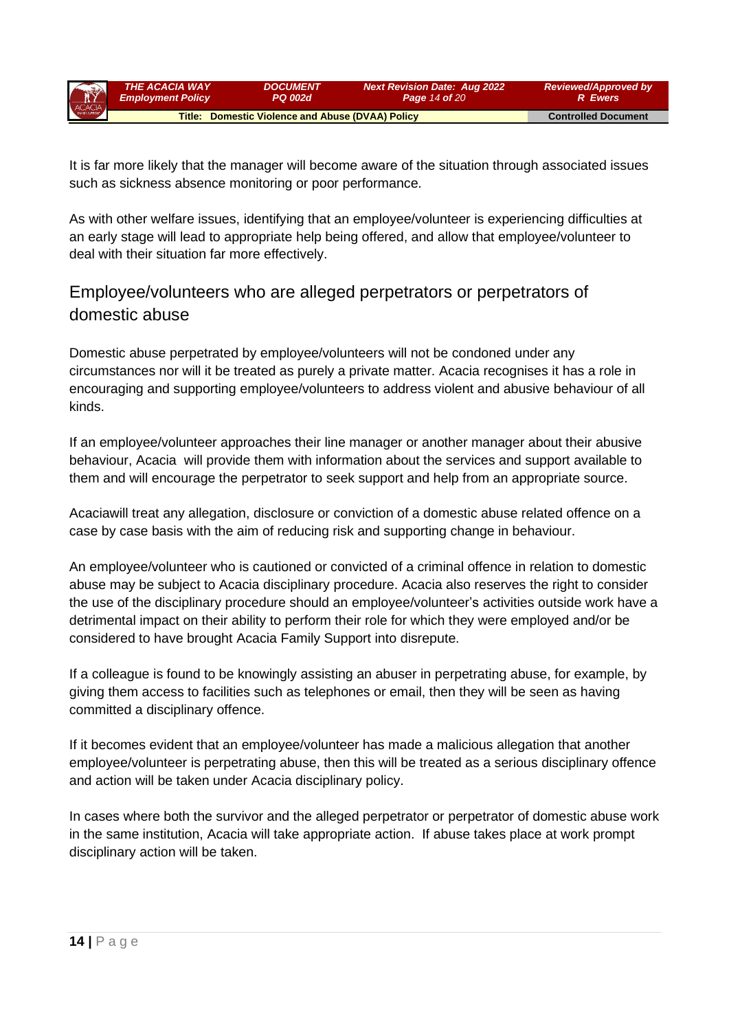It is far more likely that the manager will become aware of the situation through associated issues such as sickness absence monitoring or poor performance.

As with other welfare issues, identifying that an employee/volunteer is experiencing difficulties at an early stage will lead to appropriate help being offered, and allow that employee/volunteer to deal with their situation far more effectively.

## Employee/volunteers who are alleged perpetrators or perpetrators of domestic abuse

Domestic abuse perpetrated by employee/volunteers will not be condoned under any circumstances nor will it be treated as purely a private matter. Acacia recognises it has a role in encouraging and supporting employee/volunteers to address violent and abusive behaviour of all kinds.

If an employee/volunteer approaches their line manager or another manager about their abusive behaviour, Acacia will provide them with information about the services and support available to them and will encourage the perpetrator to seek support and help from an appropriate source.

Acaciawill treat any allegation, disclosure or conviction of a domestic abuse related offence on a case by case basis with the aim of reducing risk and supporting change in behaviour.

An employee/volunteer who is cautioned or convicted of a criminal offence in relation to domestic abuse may be subject to Acacia disciplinary procedure. Acacia also reserves the right to consider the use of the disciplinary procedure should an employee/volunteer's activities outside work have a detrimental impact on their ability to perform their role for which they were employed and/or be considered to have brought Acacia Family Support into disrepute.

If a colleague is found to be knowingly assisting an abuser in perpetrating abuse, for example, by giving them access to facilities such as telephones or email, then they will be seen as having committed a disciplinary offence.

If it becomes evident that an employee/volunteer has made a malicious allegation that another employee/volunteer is perpetrating abuse, then this will be treated as a serious disciplinary offence and action will be taken under Acacia disciplinary policy.

In cases where both the survivor and the alleged perpetrator or perpetrator of domestic abuse work in the same institution, Acacia will take appropriate action. If abuse takes place at work prompt disciplinary action will be taken.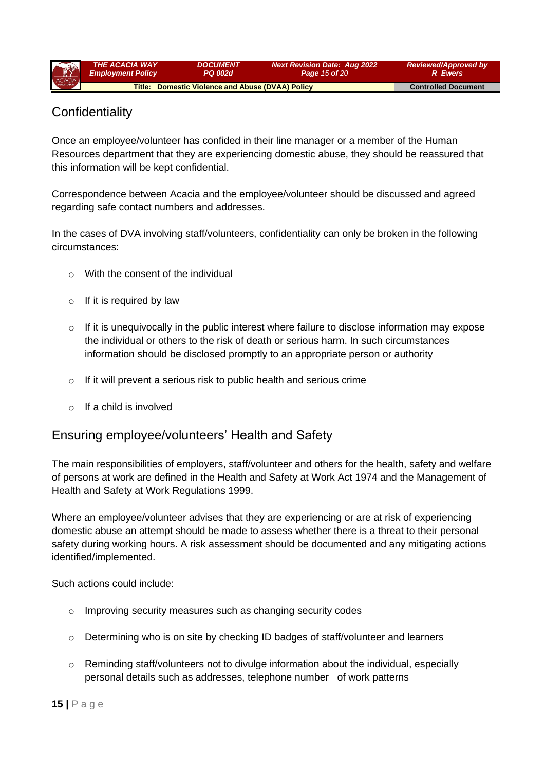## Confidentiality

Once an employee/volunteer has confided in their line manager or a member of the Human Resources department that they are experiencing domestic abuse, they should be reassured that this information will be kept confidential.

Correspondence between Acacia and the employee/volunteer should be discussed and agreed regarding safe contact numbers and addresses.

In the cases of DVA involving staff/volunteers, confidentiality can only be broken in the following circumstances:

- With the consent of the individual
- If it is required by law
- If it is unequivocally in the public interest where failure to disclose information may expose the individual or others to the risk of death or serious harm. In such circumstances information should be disclosed promptly to an appropriate person or authority
- If it will prevent a serious risk to public health and serious crime
- If a child is involved

## Ensuring employee/volunteers' Health and Safety

The main responsibilities of employers, staff/volunteer and others for the health, safety and welfare of persons at work are defined in the Health and Safety at Work Act 1974 and the Management of Health and Safety at Work Regulations 1999.

Where an employee/volunteer advises that they are experiencing or are at risk of experiencing domestic abuse an attempt should be made to assess whether there is a threat to their personal safety during working hours. A risk assessment should be documented and any mitigating actions identified/implemented.

Such actions could include:

- Improving security measures such as changing security codes
- Determining who is on site by checking ID badges of staff/volunteer and learners
- Reminding staff/volunteers not to divulge information about the individual, especially personal details such as addresses, telephone number of work patterns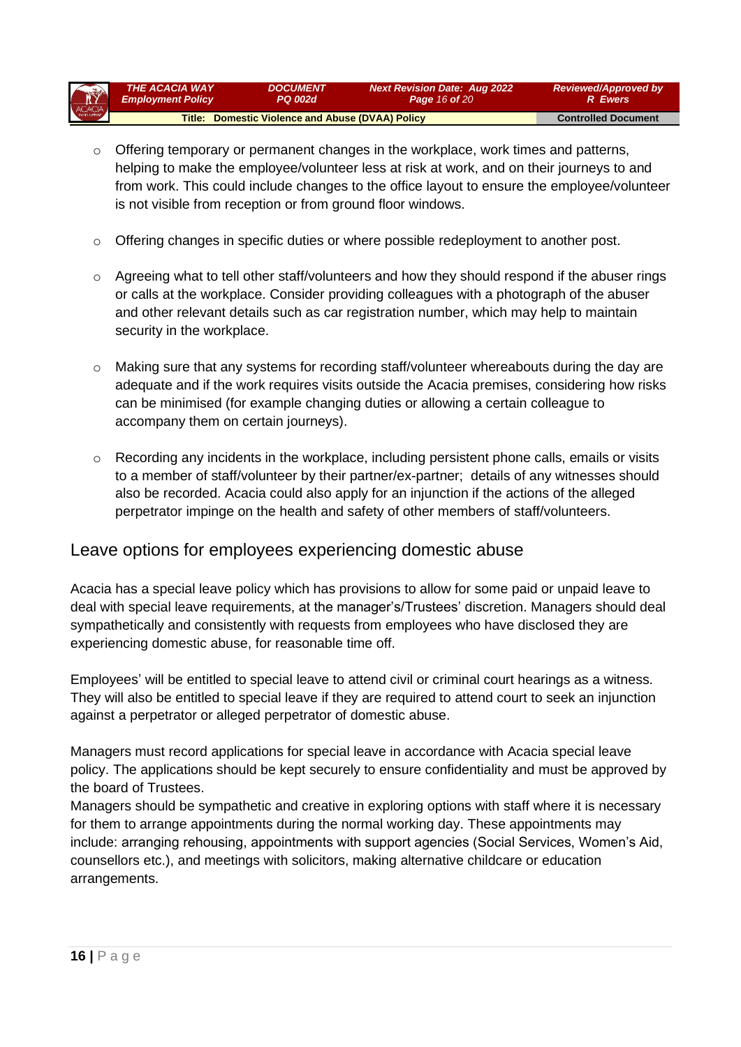- Offering temporary or permanent changes in the workplace, work times and patterns, helping to make the employee/volunteer less at risk at work, and on their journeys to and from work. This could include changes to the office layout to ensure the employee/volunteer is not visible from reception or from ground floor windows.

- Offering changes in specific duties or where possible redeployment to another post.

- Agreeing what to tell other staff/volunteers and how they should respond if the abuser rings or calls at the workplace. Consider providing colleagues with a photograph of the abuser and other relevant details such as car registration number, which may help to maintain security in the workplace.

- Making sure that any systems for recording staff/volunteer whereabouts during the day are adequate and if the work requires visits outside the Acacia premises, considering how risks can be minimised (for example changing duties or allowing a certain colleague to accompany them on certain journeys).

- Recording any incidents in the workplace, including persistent phone calls, emails or visits to a member of staff/volunteer by their partner/ex-partner; details of any witnesses should also be recorded. Acacia could also apply for an injunction if the actions of the alleged perpetrator impinge on the health and safety of other members of staff/volunteers.

## Leave options for employees experiencing domestic abuse

Acacia has a special leave policy which has provisions to allow for some paid or unpaid leave to deal with special leave requirements, at the manager's/Trustees' discretion. Managers should deal sympathetically and consistently with requests from employees who have disclosed they are experiencing domestic abuse, for reasonable time off.

Employees' will be entitled to special leave to attend civil or criminal court hearings as a witness. They will also be entitled to special leave if they are required to attend court to seek an injunction against a perpetrator or alleged perpetrator of domestic abuse.

Managers must record applications for special leave in accordance with Acacia special leave policy. The applications should be kept securely to ensure confidentiality and must be approved by the board of Trustees.

Managers should be sympathetic and creative in exploring options with staff where it is necessary for them to arrange appointments during the normal working day. These appointments may include: arranging rehousing, appointments with support agencies (Social Services, Women's Aid, counsellors etc.), and meetings with solicitors, making alternative childcare or education arrangements.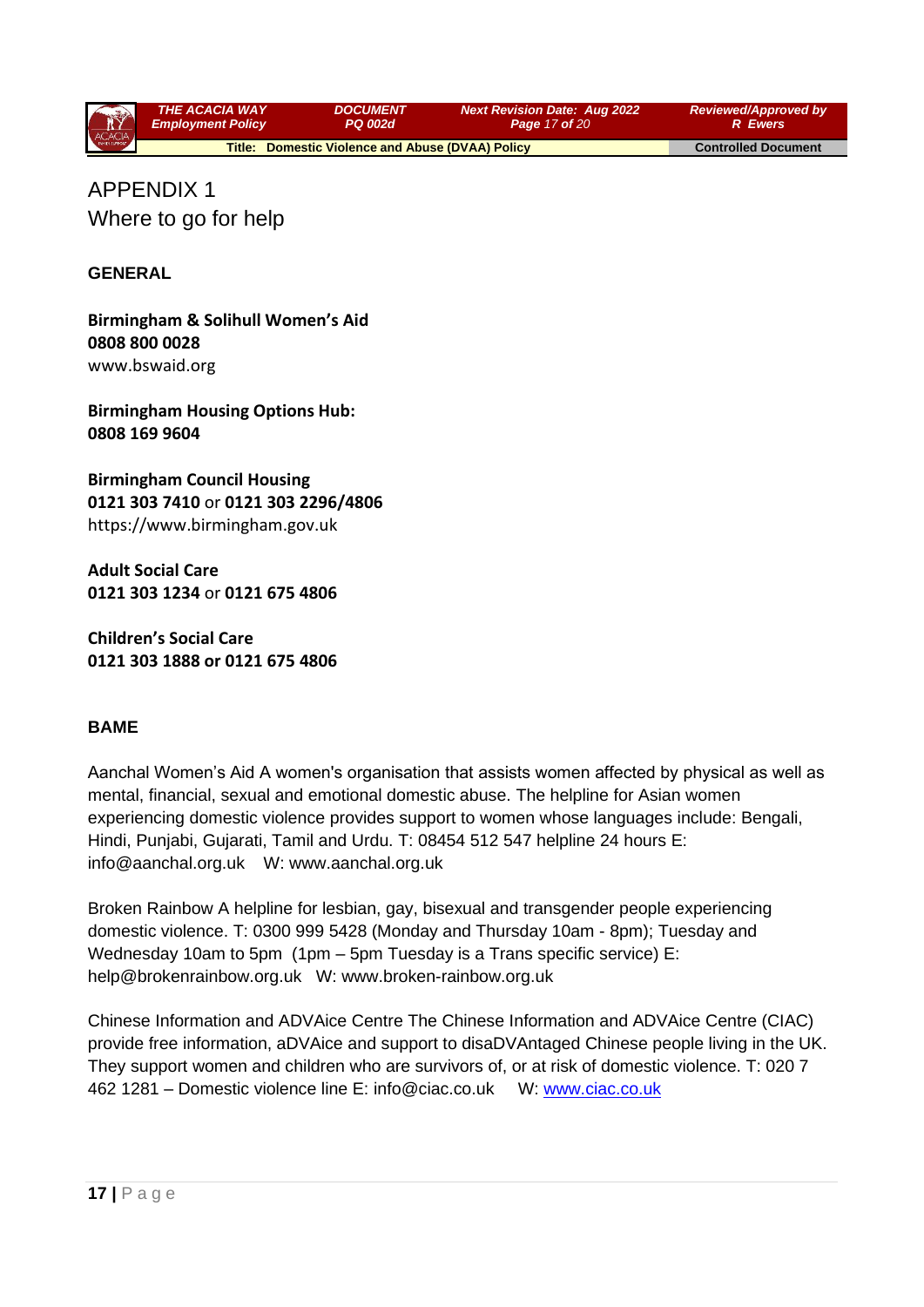# APPENDIX 1
## Where to go for help

### GENERAL

**Birmingham & Solihull Women's Aid**
**0808 800 0028**
www.bswaid.org

**Birmingham Housing Options Hub:**
**0808 169 9604**

**Birmingham Council Housing**
**0121 303 7410** or **0121 303 2296/4806**
https://www.birmingham.gov.uk

**Adult Social Care**
**0121 303 1234** or **0121 675 4806**

**Children's Social Care**
**0121 303 1888 or 0121 675 4806**

### BAME

Aanchal Women's Aid A women's organisation that assists women affected by physical as well as mental, financial, sexual and emotional domestic abuse. The helpline for Asian women experiencing domestic violence provides support to women whose languages include: Bengali, Hindi, Punjabi, Gujarati, Tamil and Urdu. T: 08454 512 547 helpline 24 hours E: info@aanchal.org.uk W: www.aanchal.org.uk

Broken Rainbow A helpline for lesbian, gay, bisexual and transgender people experiencing domestic violence. T: 0300 999 5428 (Monday and Thursday 10am - 8pm); Tuesday and Wednesday 10am to 5pm (1pm – 5pm Tuesday is a Trans specific service) E: help@brokenrainbow.org.uk W: www.broken-rainbow.org.uk

Chinese Information and ADVAice Centre The Chinese Information and ADVAice Centre (CIAC) provide free information, aDVAice and support to disaDVAntaged Chinese people living in the UK. They support women and children who are survivors of, or at risk of domestic violence. T: 020 7 462 1281 – Domestic violence line E: info@ciac.co.uk W: www.ciac.co.uk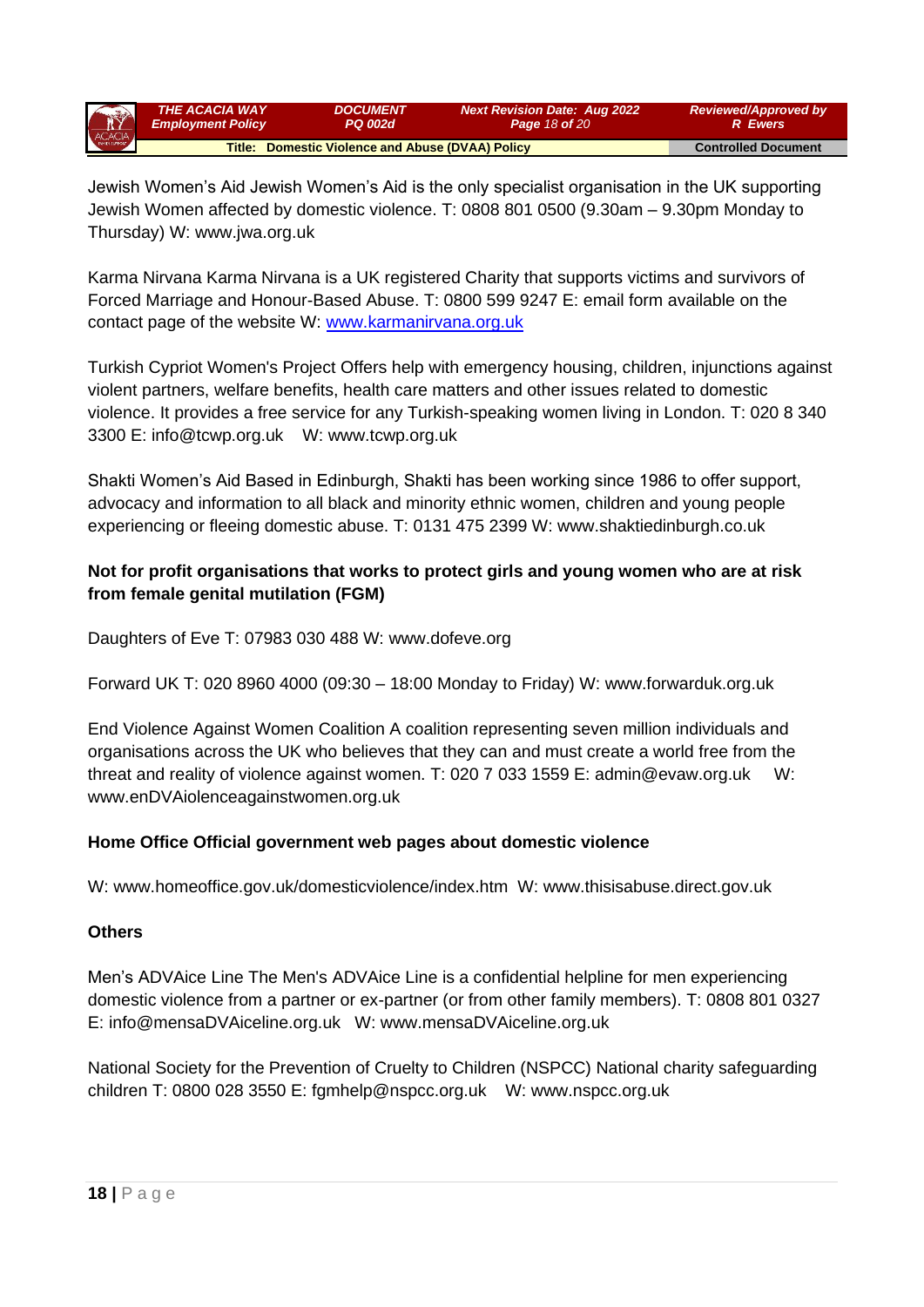Jewish Women's Aid Jewish Women's Aid is the only specialist organisation in the UK supporting Jewish Women affected by domestic violence. T: 0808 801 0500 (9.30am – 9.30pm Monday to Thursday) W: www.jwa.org.uk

Karma Nirvana Karma Nirvana is a UK registered Charity that supports victims and survivors of Forced Marriage and Honour-Based Abuse. T: 0800 599 9247 E: email form available on the contact page of the website W: www.karmanirvana.org.uk

Turkish Cypriot Women's Project Offers help with emergency housing, children, injunctions against violent partners, welfare benefits, health care matters and other issues related to domestic violence. It provides a free service for any Turkish-speaking women living in London. T: 020 8 340 3300 E: info@tcwp.org.uk W: www.tcwp.org.uk

Shakti Women's Aid Based in Edinburgh, Shakti has been working since 1986 to offer support, advocacy and information to all black and minority ethnic women, children and young people experiencing or fleeing domestic abuse. T: 0131 475 2399 W: www.shaktiedinburgh.co.uk

**Not for profit organisations that works to protect girls and young women who are at risk from female genital mutilation (FGM)**

Daughters of Eve T: 07983 030 488 W: www.dofeve.org

Forward UK T: 020 8960 4000 (09:30 – 18:00 Monday to Friday) W: www.forwarduk.org.uk

End Violence Against Women Coalition A coalition representing seven million individuals and organisations across the UK who believes that they can and must create a world free from the threat and reality of violence against women. T: 020 7 033 1559 E: admin@evaw.org.uk W: www.enDVAiolenceagainstwomen.org.uk

**Home Office Official government web pages about domestic violence**

W: www.homeoffice.gov.uk/domesticviolence/index.htm W: www.thisisabuse.direct.gov.uk

**Others**

Men's ADVAice Line The Men's ADVAice Line is a confidential helpline for men experiencing domestic violence from a partner or ex-partner (or from other family members). T: 0808 801 0327 E: info@mensaDVAiceline.org.uk W: www.mensaDVAiceline.org.uk

National Society for the Prevention of Cruelty to Children (NSPCC) National charity safeguarding children T: 0800 028 3550 E: fgmhelp@nspcc.org.uk W: www.nspcc.org.uk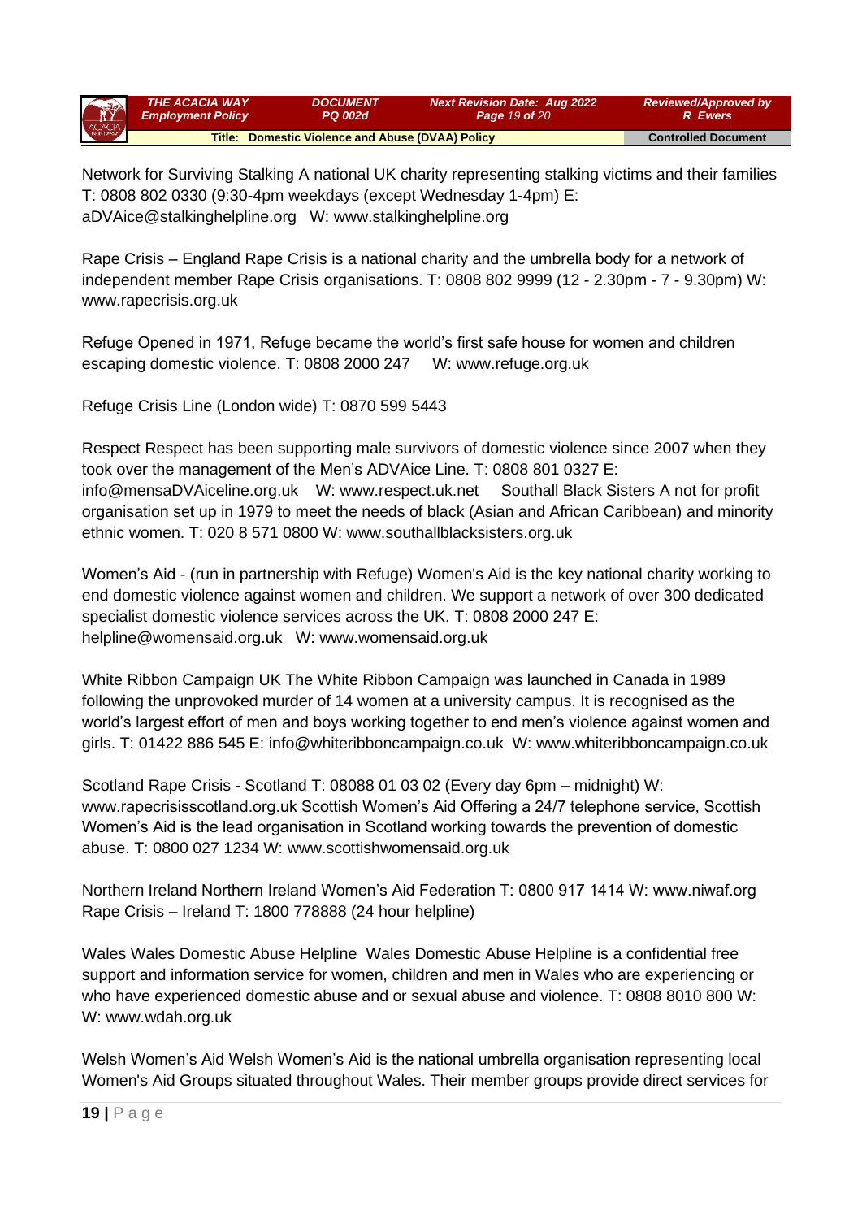Network for Surviving Stalking A national UK charity representing stalking victims and their families T: 0808 802 0330 (9:30-4pm weekdays (except Wednesday 1-4pm) E: aDVAice@stalkinghelpline.org W: www.stalkinghelpline.org

Rape Crisis – England Rape Crisis is a national charity and the umbrella body for a network of independent member Rape Crisis organisations. T: 0808 802 9999 (12 - 2.30pm - 7 - 9.30pm) W: www.rapecrisis.org.uk

Refuge Opened in 1971, Refuge became the world's first safe house for women and children escaping domestic violence. T: 0808 2000 247 W: www.refuge.org.uk

Refuge Crisis Line (London wide) T: 0870 599 5443

Respect Respect has been supporting male survivors of domestic violence since 2007 when they took over the management of the Men's ADVAice Line. T: 0808 801 0327 E: info@mensaDVAiceline.org.uk W: www.respect.uk.net Southall Black Sisters A not for profit organisation set up in 1979 to meet the needs of black (Asian and African Caribbean) and minority ethnic women. T: 020 8 571 0800 W: www.southallblacksisters.org.uk

Women's Aid - (run in partnership with Refuge) Women's Aid is the key national charity working to end domestic violence against women and children. We support a network of over 300 dedicated specialist domestic violence services across the UK. T: 0808 2000 247 E: helpline@womensaid.org.uk W: www.womensaid.org.uk

White Ribbon Campaign UK The White Ribbon Campaign was launched in Canada in 1989 following the unprovoked murder of 14 women at a university campus. It is recognised as the world's largest effort of men and boys working together to end men's violence against women and girls. T: 01422 886 545 E: info@whiteribboncampaign.co.uk W: www.whiteribboncampaign.co.uk

Scotland Rape Crisis - Scotland T: 08088 01 03 02 (Every day 6pm – midnight) W: www.rapecrisisscotland.org.uk Scottish Women's Aid Offering a 24/7 telephone service, Scottish Women's Aid is the lead organisation in Scotland working towards the prevention of domestic abuse. T: 0800 027 1234 W: www.scottishwomensaid.org.uk

Northern Ireland Northern Ireland Women's Aid Federation T: 0800 917 1414 W: www.niwaf.org Rape Crisis – Ireland T: 1800 778888 (24 hour helpline)

Wales Wales Domestic Abuse Helpline Wales Domestic Abuse Helpline is a confidential free support and information service for women, children and men in Wales who are experiencing or who have experienced domestic abuse and or sexual abuse and violence. T: 0808 8010 800 W: W: www.wdah.org.uk

Welsh Women's Aid Welsh Women's Aid is the national umbrella organisation representing local Women's Aid Groups situated throughout Wales. Their member groups provide direct services for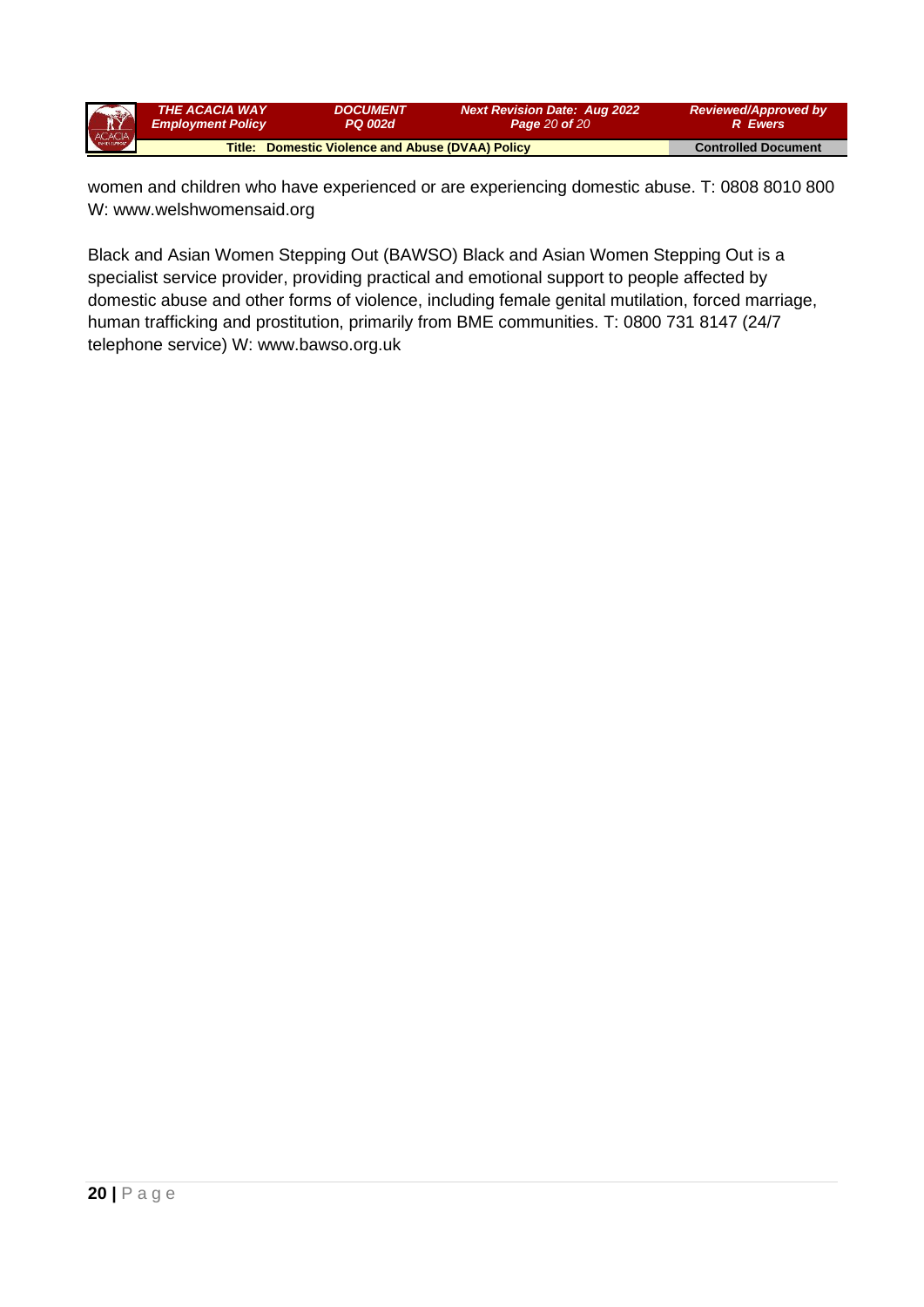women and children who have experienced or are experiencing domestic abuse. T: 0808 8010 800 W: www.welshwomensaid.org

Black and Asian Women Stepping Out (BAWSO) Black and Asian Women Stepping Out is a specialist service provider, providing practical and emotional support to people affected by domestic abuse and other forms of violence, including female genital mutilation, forced marriage, human trafficking and prostitution, primarily from BME communities. T: 0800 731 8147 (24/7 telephone service) W: www.bawso.org.uk